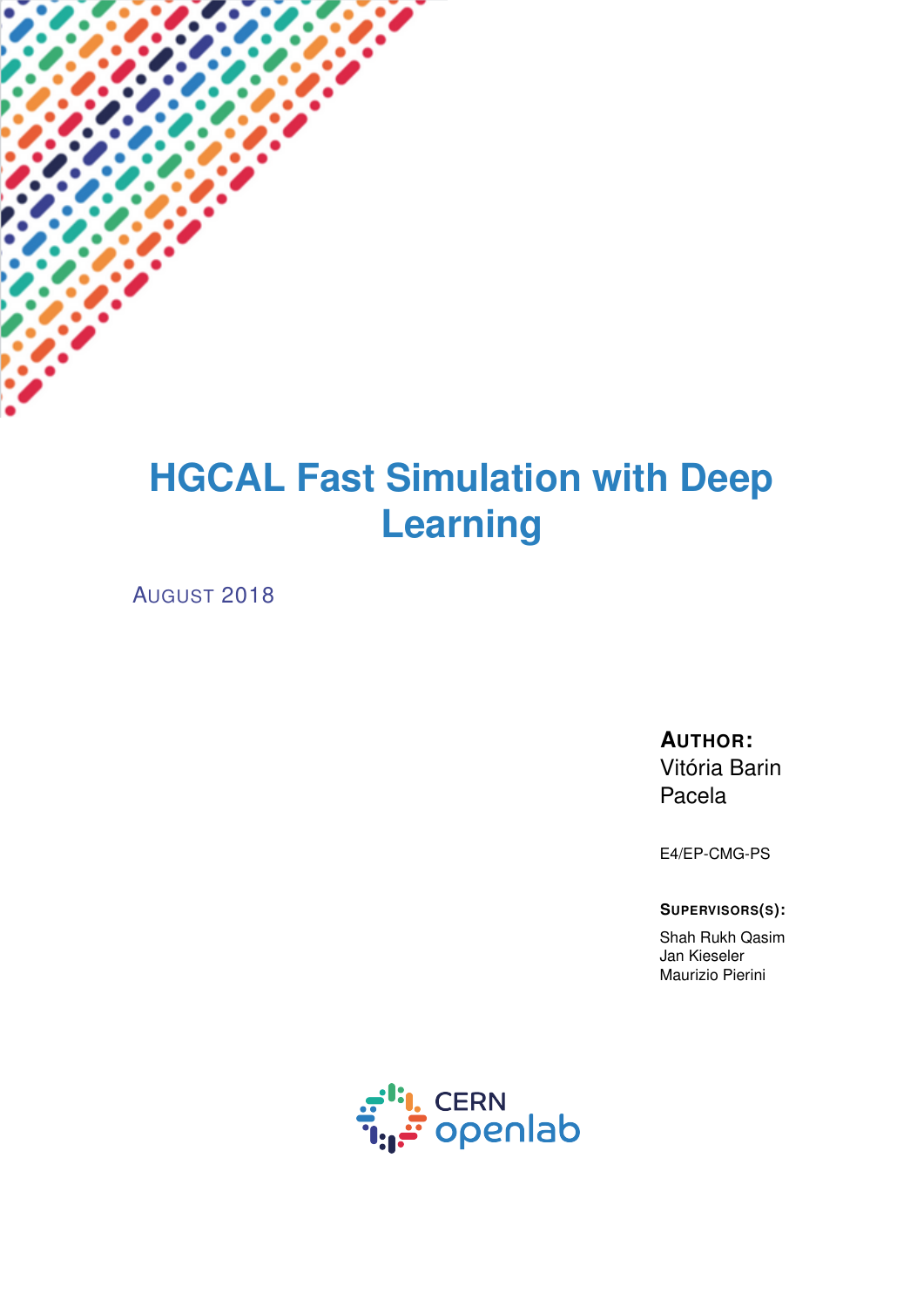# HGCAL Fast Simulation with Deep Learning

AUGUST 2018

**AUTHOR:**
Vitória Barin Pacela

E4/EP-CMG-PS

**SUPERVISORS(S):**

Shah Rukh Qasim
Jan Kieseler
Maurizio Pierini

CERN openlab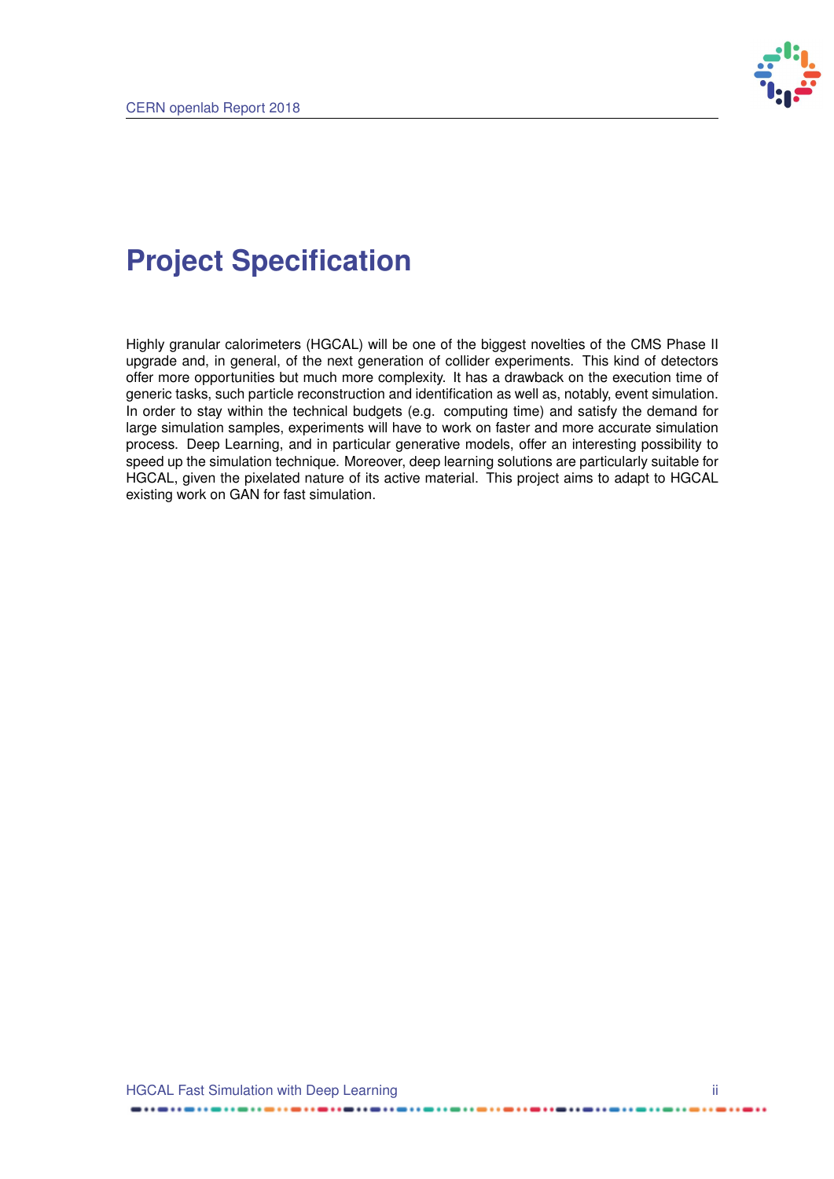# Project Specification

Highly granular calorimeters (HGCAL) will be one of the biggest novelties of the CMS Phase II upgrade and, in general, of the next generation of collider experiments. This kind of detectors offer more opportunities but much more complexity. It has a drawback on the execution time of generic tasks, such particle reconstruction and identification as well as, notably, event simulation. In order to stay within the technical budgets (e.g. computing time) and satisfy the demand for large simulation samples, experiments will have to work on faster and more accurate simulation process. Deep Learning, and in particular generative models, offer an interesting possibility to speed up the simulation technique. Moreover, deep learning solutions are particularly suitable for HGCAL, given the pixelated nature of its active material. This project aims to adapt to HGCAL existing work on GAN for fast simulation.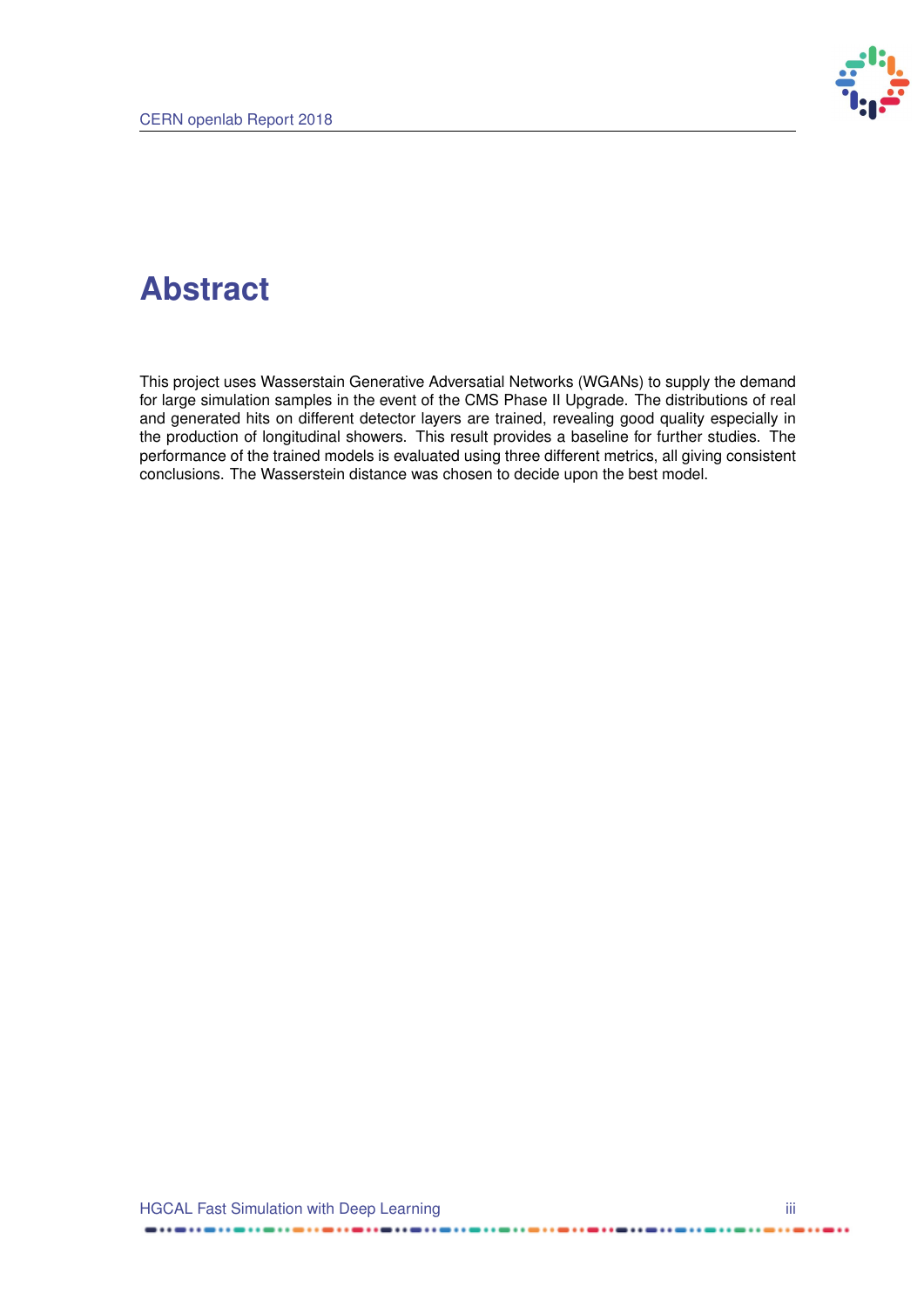# Abstract

This project uses Wasserstain Generative Adversatial Networks (WGANs) to supply the demand for large simulation samples in the event of the CMS Phase II Upgrade. The distributions of real and generated hits on different detector layers are trained, revealing good quality especially in the production of longitudinal showers. This result provides a baseline for further studies. The performance of the trained models is evaluated using three different metrics, all giving consistent conclusions. The Wasserstein distance was chosen to decide upon the best model.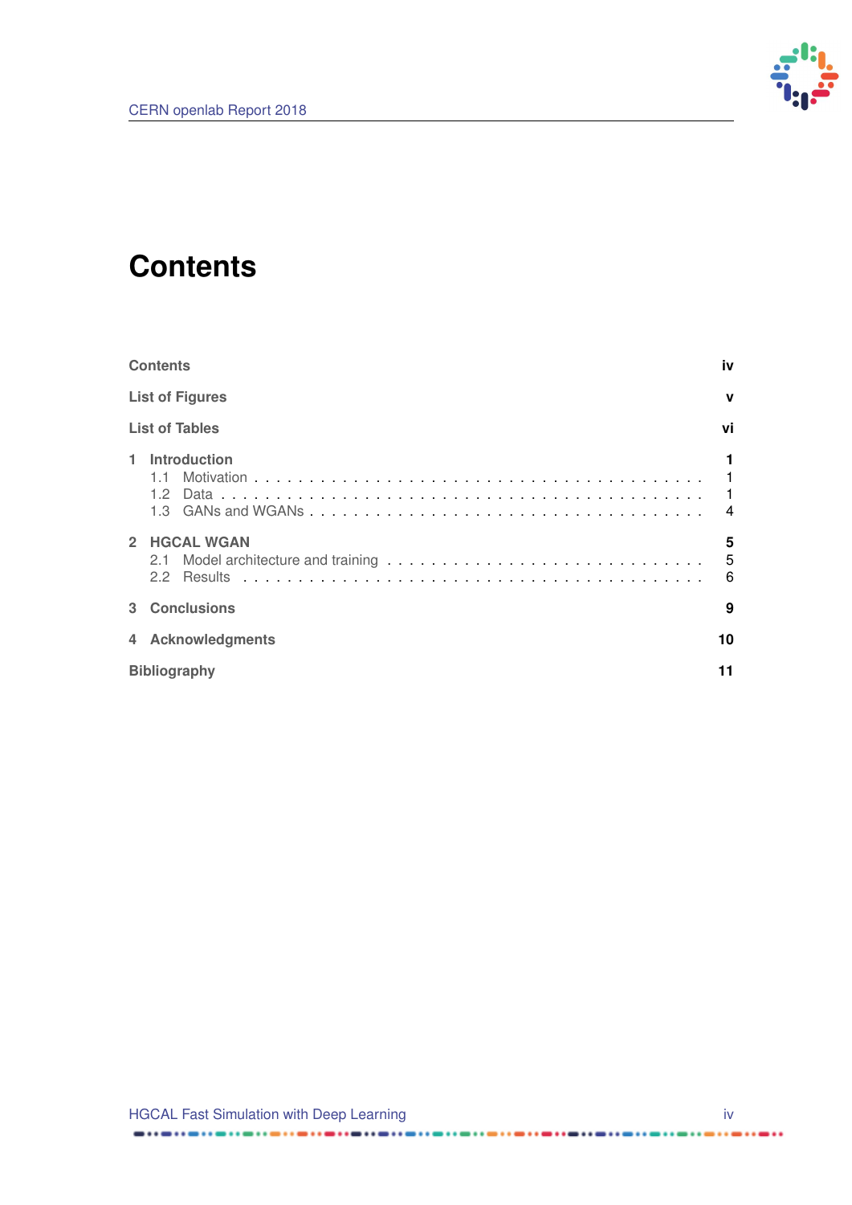# Contents

**Contents** **iv**

**List of Figures** **v**

**List of Tables** **vi**

**1 Introduction** **1**
- 1.1 Motivation . . . . . . . . . . 1
- 1.2 Data . . . . . . . . . . 1
- 1.3 GANs and WGANs . . . . . . . . . . 4

**2 HGCAL WGAN** **5**
- 2.1 Model architecture and training . . . . . . . . . . 5
- 2.2 Results . . . . . . . . . . 6

**3 Conclusions** **9**

**4 Acknowledgments** **10**

**Bibliography** **11**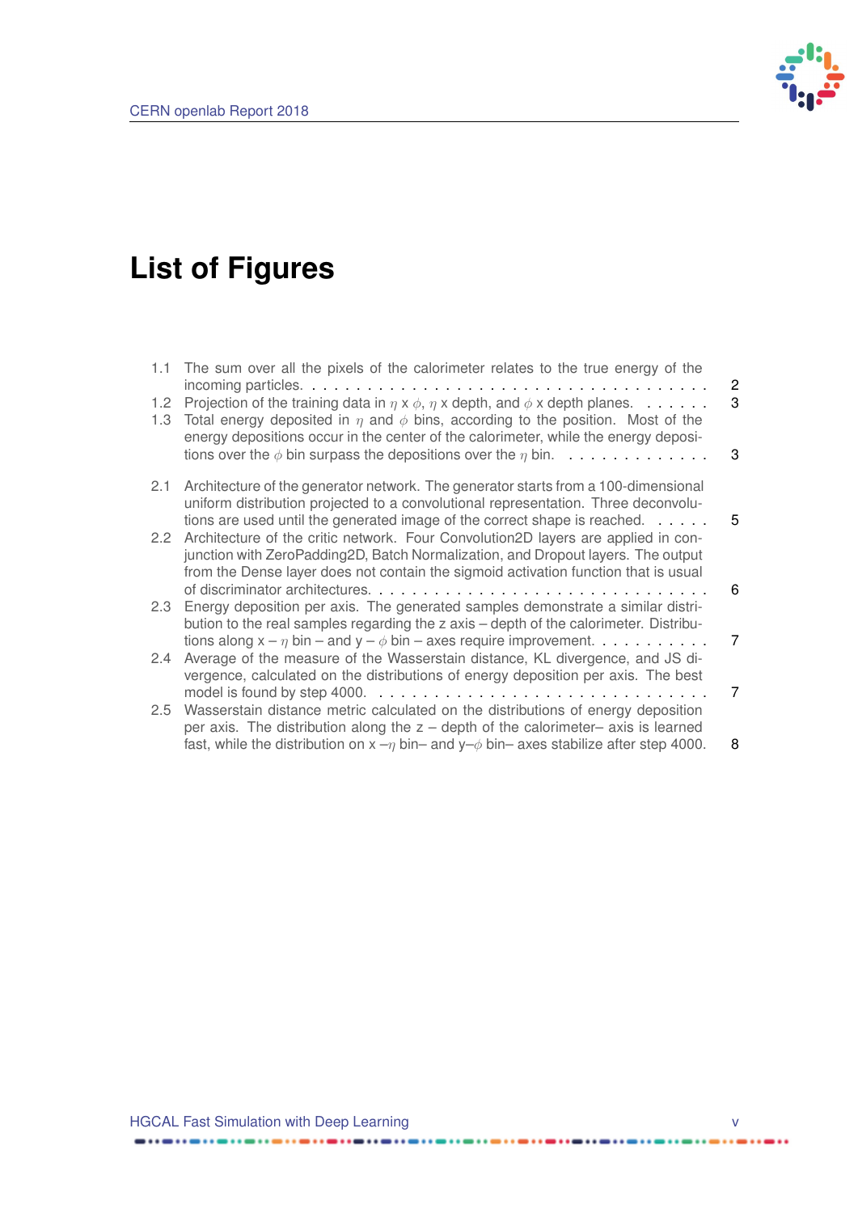# List of Figures

1.1 The sum over all the pixels of the calorimeter relates to the true energy of the incoming particles. . . . . . 2

1.2 Projection of the training data in $\eta$ x $\phi$, $\eta$ x depth, and $\phi$ x depth planes. . . . . . 3

1.3 Total energy deposited in $\eta$ and $\phi$ bins, according to the position. Most of the energy depositions occur in the center of the calorimeter, while the energy depositions over the $\phi$ bin surpass the depositions over the $\eta$ bin. . . . . . 3

2.1 Architecture of the generator network. The generator starts from a 100-dimensional uniform distribution projected to a convolutional representation. Three deconvolutions are used until the generated image of the correct shape is reached. . . . . . 5

2.2 Architecture of the critic network. Four Convolution2D layers are applied in conjunction with ZeroPadding2D, Batch Normalization, and Dropout layers. The output from the Dense layer does not contain the sigmoid activation function that is usual of discriminator architectures. . . . . . 6

2.3 Energy deposition per axis. The generated samples demonstrate a similar distribution to the real samples regarding the z axis – depth of the calorimeter. Distributions along x – $\eta$ bin – and y – $\phi$ bin – axes require improvement. . . . . . 7

2.4 Average of the measure of the Wasserstain distance, KL divergence, and JS divergence, calculated on the distributions of energy deposition per axis. The best model is found by step 4000. . . . . . 7

2.5 Wasserstain distance metric calculated on the distributions of energy deposition per axis. The distribution along the z – depth of the calorimeter– axis is learned fast, while the distribution on x –$\eta$ bin– and y–$\phi$ bin– axes stabilize after step 4000. 8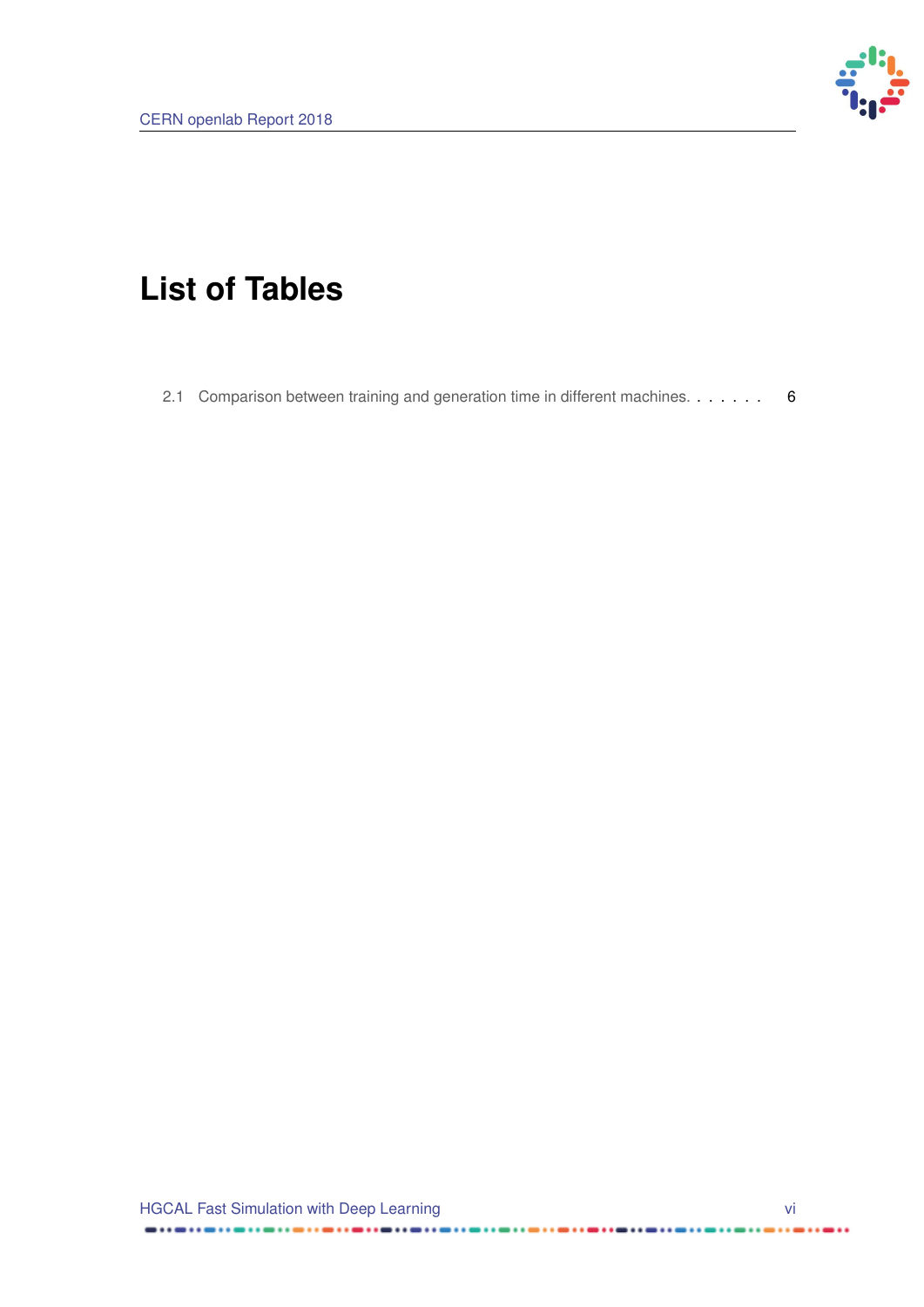# List of Tables

2.1 Comparison between training and generation time in different machines. . . . . . . 6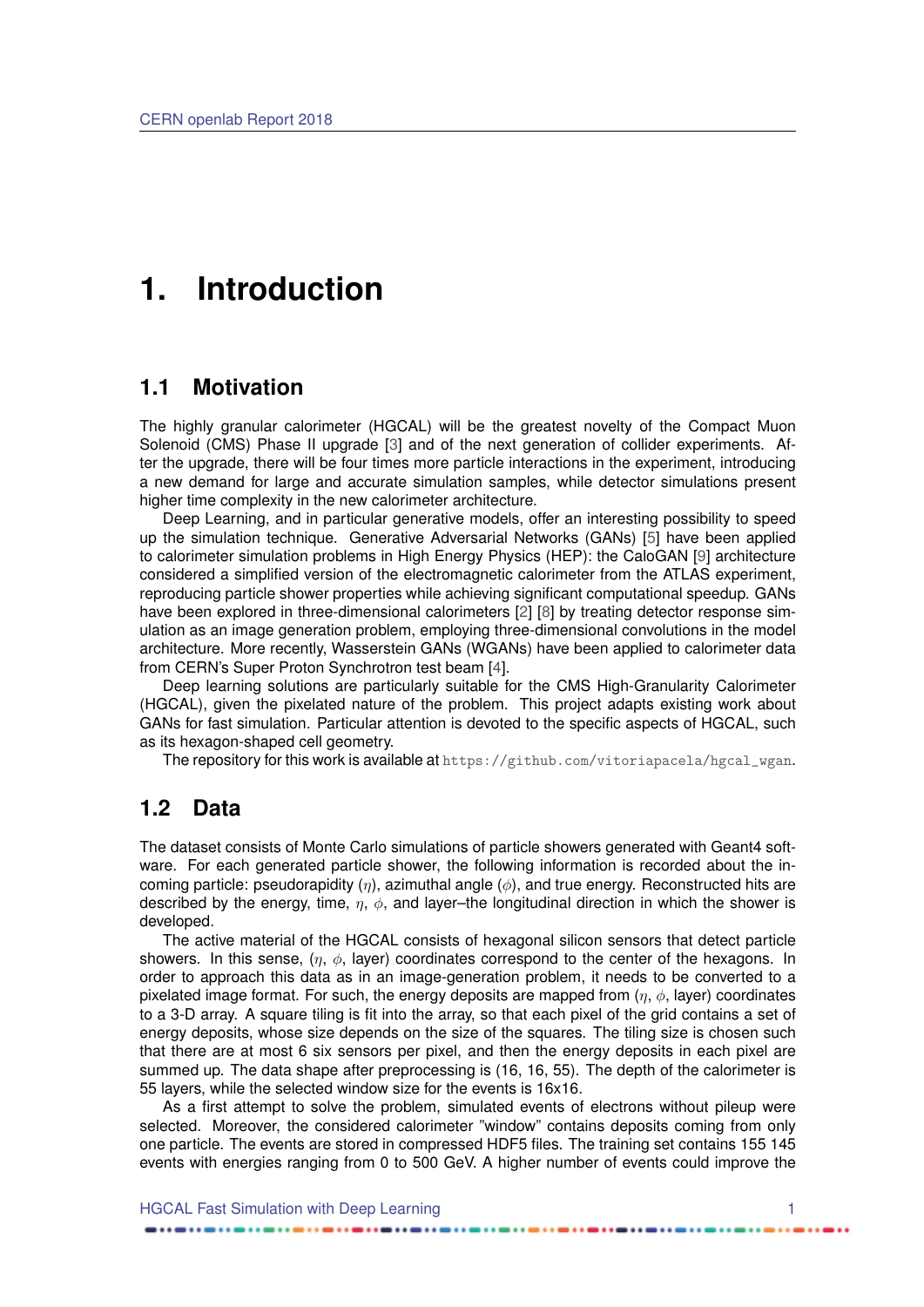# 1. Introduction

## 1.1 Motivation

The highly granular calorimeter (HGCAL) will be the greatest novelty of the Compact Muon Solenoid (CMS) Phase II upgrade [3] and of the next generation of collider experiments. After the upgrade, there will be four times more particle interactions in the experiment, introducing a new demand for large and accurate simulation samples, while detector simulations present higher time complexity in the new calorimeter architecture.

Deep Learning, and in particular generative models, offer an interesting possibility to speed up the simulation technique. Generative Adversarial Networks (GANs) [5] have been applied to calorimeter simulation problems in High Energy Physics (HEP): the CaloGAN [9] architecture considered a simplified version of the electromagnetic calorimeter from the ATLAS experiment, reproducing particle shower properties while achieving significant computational speedup. GANs have been explored in three-dimensional calorimeters [2] [8] by treating detector response simulation as an image generation problem, employing three-dimensional convolutions in the model architecture. More recently, Wasserstein GANs (WGANs) have been applied to calorimeter data from CERN's Super Proton Synchrotron test beam [4].

Deep learning solutions are particularly suitable for the CMS High-Granularity Calorimeter (HGCAL), given the pixelated nature of the problem. This project adapts existing work about GANs for fast simulation. Particular attention is devoted to the specific aspects of HGCAL, such as its hexagon-shaped cell geometry.

The repository for this work is available at `https://github.com/vitoriapacela/hgcal_wgan`.

## 1.2 Data

The dataset consists of Monte Carlo simulations of particle showers generated with Geant4 software. For each generated particle shower, the following information is recorded about the incoming particle: pseudorapidity ($\eta$), azimuthal angle ($\phi$), and true energy. Reconstructed hits are described by the energy, time, $\eta$, $\phi$, and layer–the longitudinal direction in which the shower is developed.

The active material of the HGCAL consists of hexagonal silicon sensors that detect particle showers. In this sense, ($\eta$, $\phi$, layer) coordinates correspond to the center of the hexagons. In order to approach this data as in an image-generation problem, it needs to be converted to a pixelated image format. For such, the energy deposits are mapped from ($\eta$, $\phi$, layer) coordinates to a 3-D array. A square tiling is fit into the array, so that each pixel of the grid contains a set of energy deposits, whose size depends on the size of the squares. The tiling size is chosen such that there are at most 6 six sensors per pixel, and then the energy deposits in each pixel are summed up. The data shape after preprocessing is (16, 16, 55). The depth of the calorimeter is 55 layers, while the selected window size for the events is 16x16.

As a first attempt to solve the problem, simulated events of electrons without pileup were selected. Moreover, the considered calorimeter "window" contains deposits coming from only one particle. The events are stored in compressed HDF5 files. The training set contains 155 145 events with energies ranging from 0 to 500 GeV. A higher number of events could improve the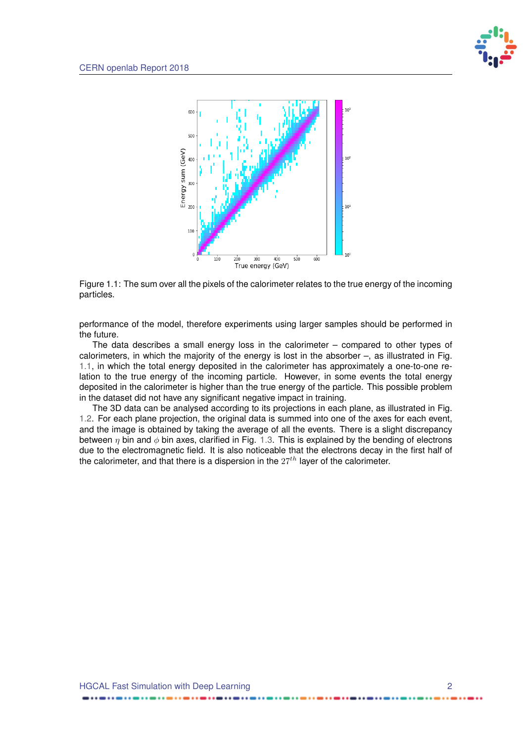Figure 1.1: The sum over all the pixels of the calorimeter relates to the true energy of the incoming particles.

performance of the model, therefore experiments using larger samples should be performed in the future.

The data describes a small energy loss in the calorimeter – compared to other types of calorimeters, in which the majority of the energy is lost in the absorber –, as illustrated in Fig. 1.1, in which the total energy deposited in the calorimeter has approximately a one-to-one relation to the true energy of the incoming particle. However, in some events the total energy deposited in the calorimeter is higher than the true energy of the particle. This possible problem in the dataset did not have any significant negative impact in training.

The 3D data can be analysed according to its projections in each plane, as illustrated in Fig. 1.2. For each plane projection, the original data is summed into one of the axes for each event, and the image is obtained by taking the average of all the events. There is a slight discrepancy between $\eta$ bin and $\phi$ bin axes, clarified in Fig. 1.3. This is explained by the bending of electrons due to the electromagnetic field. It is also noticeable that the electrons decay in the first half of the calorimeter, and that there is a dispersion in the $27^{th}$ layer of the calorimeter.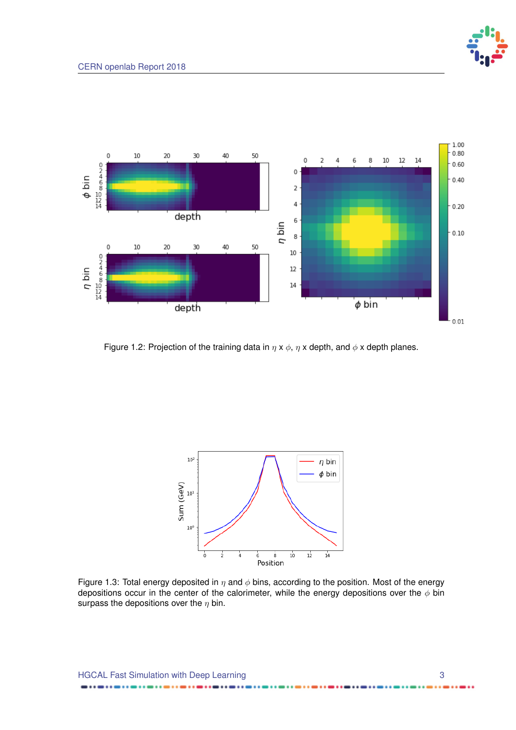Figure 1.2: Projection of the training data in $\eta$ x $\phi$, $\eta$ x depth, and $\phi$ x depth planes.

Figure 1.3: Total energy deposited in $\eta$ and $\phi$ bins, according to the position. Most of the energy depositions occur in the center of the calorimeter, while the energy depositions over the $\phi$ bin surpass the depositions over the $\eta$ bin.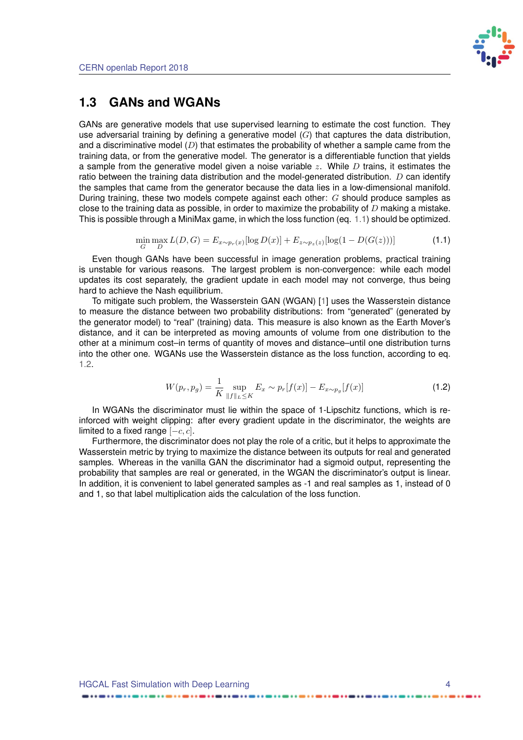## 1.3 GANs and WGANs

GANs are generative models that use supervised learning to estimate the cost function. They use adversarial training by defining a generative model ($G$) that captures the data distribution, and a discriminative model ($D$) that estimates the probability of whether a sample came from the training data, or from the generative model. The generator is a differentiable function that yields a sample from the generative model given a noise variable $z$. While $D$ trains, it estimates the ratio between the training data distribution and the model-generated distribution. $D$ can identify the samples that came from the generator because the data lies in a low-dimensional manifold. During training, these two models compete against each other: $G$ should produce samples as close to the training data as possible, in order to maximize the probability of $D$ making a mistake. This is possible through a MiniMax game, in which the loss function (eq. 1.1) should be optimized.

$$\min_{G}\max_{D} L(D,G) = E_{x\sim p_r(x)}[\log D(x)] + E_{z\sim p_z(z)}[\log(1 - D(G(z)))] \tag{1.1}$$

Even though GANs have been successful in image generation problems, practical training is unstable for various reasons. The largest problem is non-convergence: while each model updates its cost separately, the gradient update in each model may not converge, thus being hard to achieve the Nash equilibrium.

To mitigate such problem, the Wasserstein GAN (WGAN) [1] uses the Wasserstein distance to measure the distance between two probability distributions: from "generated" (generated by the generator model) to "real" (training) data. This measure is also known as the Earth Mover's distance, and it can be interpreted as moving amounts of volume from one distribution to the other at a minimum cost–in terms of quantity of moves and distance–until one distribution turns into the other one. WGANs use the Wasserstein distance as the loss function, according to eq. 1.2.

$$W(p_r, p_g) = \frac{1}{K}\sup_{\|f\|_L \le K} E_x \sim p_r[f(x)] - E_{x\sim p_g}[f(x)] \tag{1.2}$$

In WGANs the discriminator must lie within the space of 1-Lipschitz functions, which is reinforced with weight clipping: after every gradient update in the discriminator, the weights are limited to a fixed range $[-c, c]$.

Furthermore, the discriminator does not play the role of a critic, but it helps to approximate the Wasserstein metric by trying to maximize the distance between its outputs for real and generated samples. Whereas in the vanilla GAN the discriminator had a sigmoid output, representing the probability that samples are real or generated, in the WGAN the discriminator's output is linear. In addition, it is convenient to label generated samples as -1 and real samples as 1, instead of 0 and 1, so that label multiplication aids the calculation of the loss function.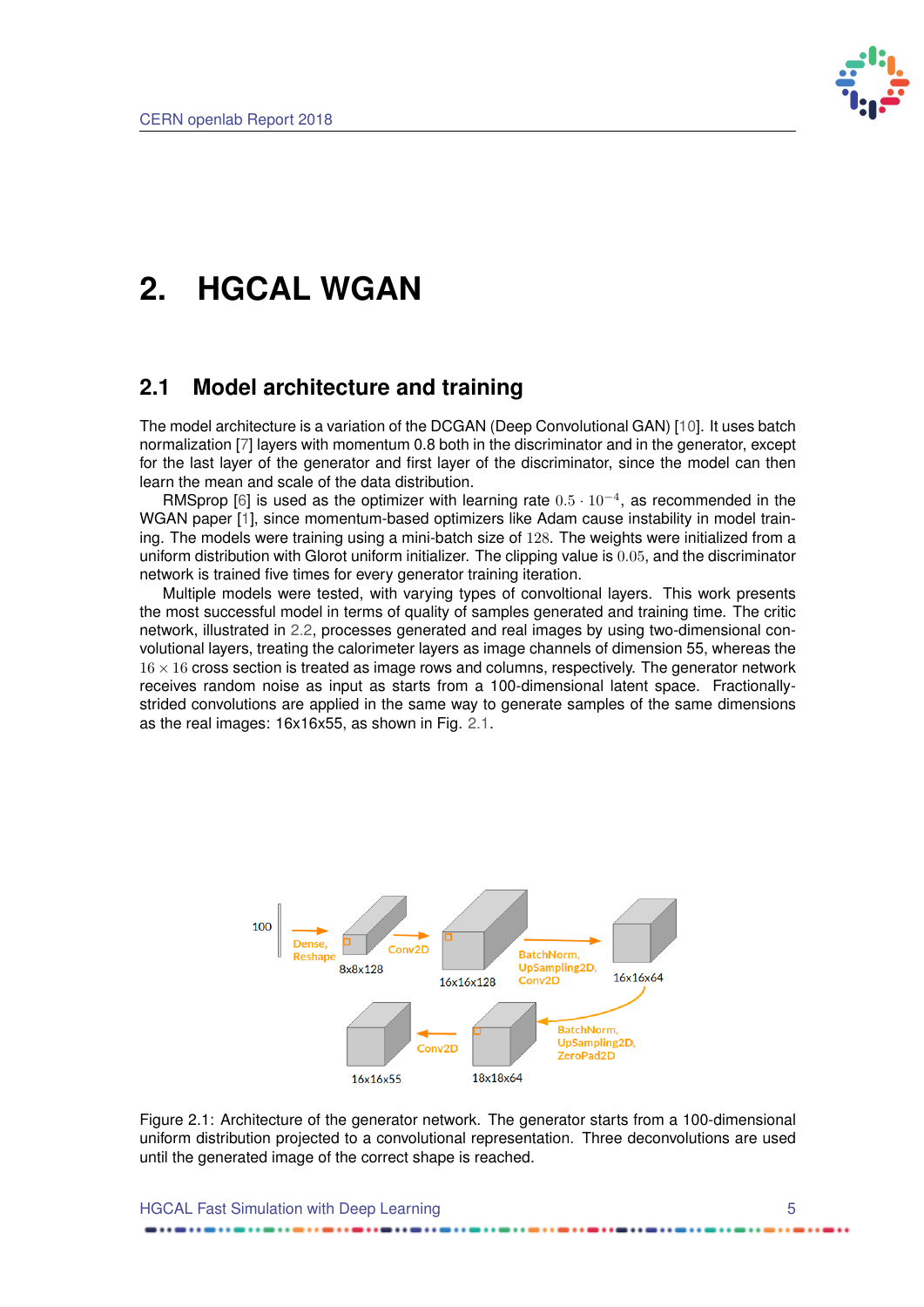# 2. HGCAL WGAN

## 2.1 Model architecture and training

The model architecture is a variation of the DCGAN (Deep Convolutional GAN) [10]. It uses batch normalization [7] layers with momentum 0.8 both in the discriminator and in the generator, except for the last layer of the generator and first layer of the discriminator, since the model can then learn the mean and scale of the data distribution.

RMSprop [6] is used as the optimizer with learning rate $0.5 \cdot 10^{-4}$, as recommended in the WGAN paper [1], since momentum-based optimizers like Adam cause instability in model training. The models were training using a mini-batch size of $128$. The weights were initialized from a uniform distribution with Glorot uniform initializer. The clipping value is $0.05$, and the discriminator network is trained five times for every generator training iteration.

Multiple models were tested, with varying types of convoltional layers. This work presents the most successful model in terms of quality of samples generated and training time. The critic network, illustrated in 2.2, processes generated and real images by using two-dimensional convolutional layers, treating the calorimeter layers as image channels of dimension 55, whereas the $16 \times 16$ cross section is treated as image rows and columns, respectively. The generator network receives random noise as input as starts from a 100-dimensional latent space. Fractionally-strided convolutions are applied in the same way to generate samples of the same dimensions as the real images: 16x16x55, as shown in Fig. 2.1.

Figure 2.1: Architecture of the generator network. The generator starts from a 100-dimensional uniform distribution projected to a convolutional representation. Three deconvolutions are used until the generated image of the correct shape is reached.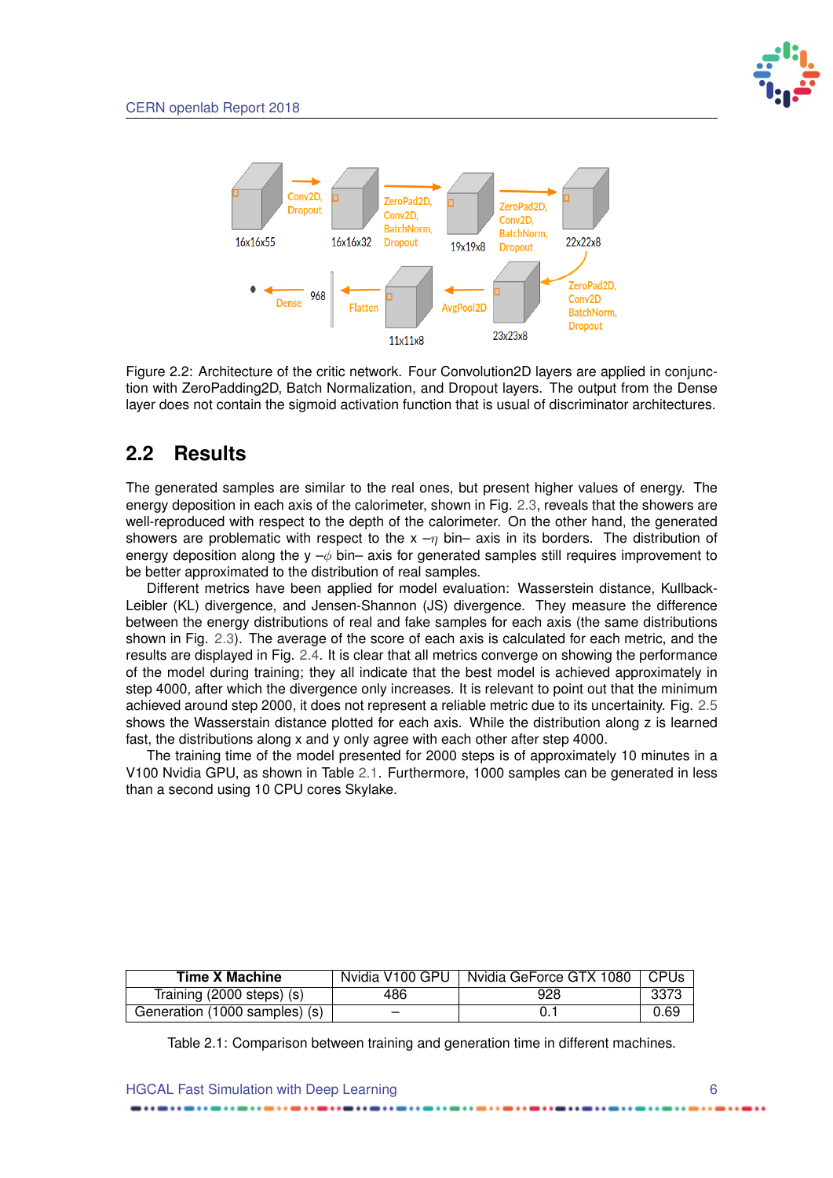Figure 2.2: Architecture of the critic network. Four Convolution2D layers are applied in conjunction with ZeroPadding2D, Batch Normalization, and Dropout layers. The output from the Dense layer does not contain the sigmoid activation function that is usual of discriminator architectures.

## 2.2 Results

The generated samples are similar to the real ones, but present higher values of energy. The energy deposition in each axis of the calorimeter, shown in Fig. 2.3, reveals that the showers are well-reproduced with respect to the depth of the calorimeter. On the other hand, the generated showers are problematic with respect to the x $-\eta$ bin– axis in its borders. The distribution of energy deposition along the y $-\phi$ bin– axis for generated samples still requires improvement to be better approximated to the distribution of real samples.

Different metrics have been applied for model evaluation: Wasserstein distance, Kullback-Leibler (KL) divergence, and Jensen-Shannon (JS) divergence. They measure the difference between the energy distributions of real and fake samples for each axis (the same distributions shown in Fig. 2.3). The average of the score of each axis is calculated for each metric, and the results are displayed in Fig. 2.4. It is clear that all metrics converge on showing the performance of the model during training; they all indicate that the best model is achieved approximately in step 4000, after which the divergence only increases. It is relevant to point out that the minimum achieved around step 2000, it does not represent a reliable metric due to its uncertainty. Fig. 2.5 shows the Wasserstain distance plotted for each axis. While the distribution along z is learned fast, the distributions along x and y only agree with each other after step 4000.

The training time of the model presented for 2000 steps is of approximately 10 minutes in a V100 Nvidia GPU, as shown in Table 2.1. Furthermore, 1000 samples can be generated in less than a second using 10 CPU cores Skylake.

| **Time X Machine** | Nvidia V100 GPU | Nvidia GeForce GTX 1080 | CPUs |
|---|---|---|---|
| Training (2000 steps) (s) | 486 | 928 | 3373 |
| Generation (1000 samples) (s) | – | 0.1 | 0.69 |

Table 2.1: Comparison between training and generation time in different machines.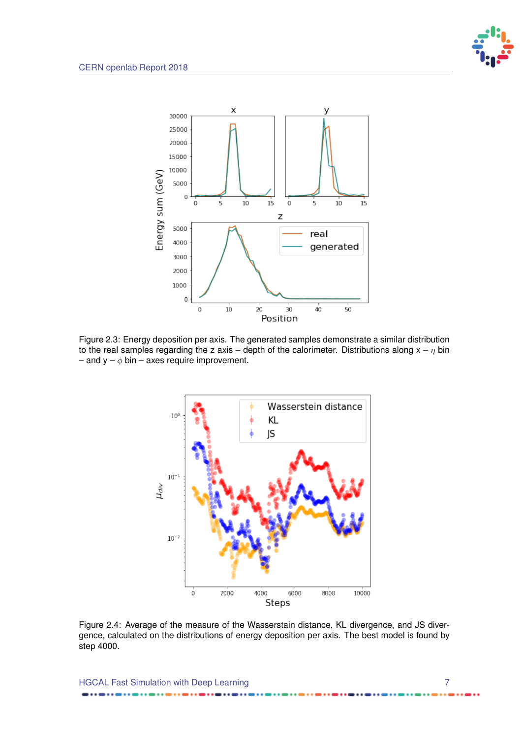Figure 2.3: Energy deposition per axis. The generated samples demonstrate a similar distribution to the real samples regarding the z axis – depth of the calorimeter. Distributions along x – $\eta$ bin – and y – $\phi$ bin – axes require improvement.

Figure 2.4: Average of the measure of the Wasserstain distance, KL divergence, and JS divergence, calculated on the distributions of energy deposition per axis. The best model is found by step 4000.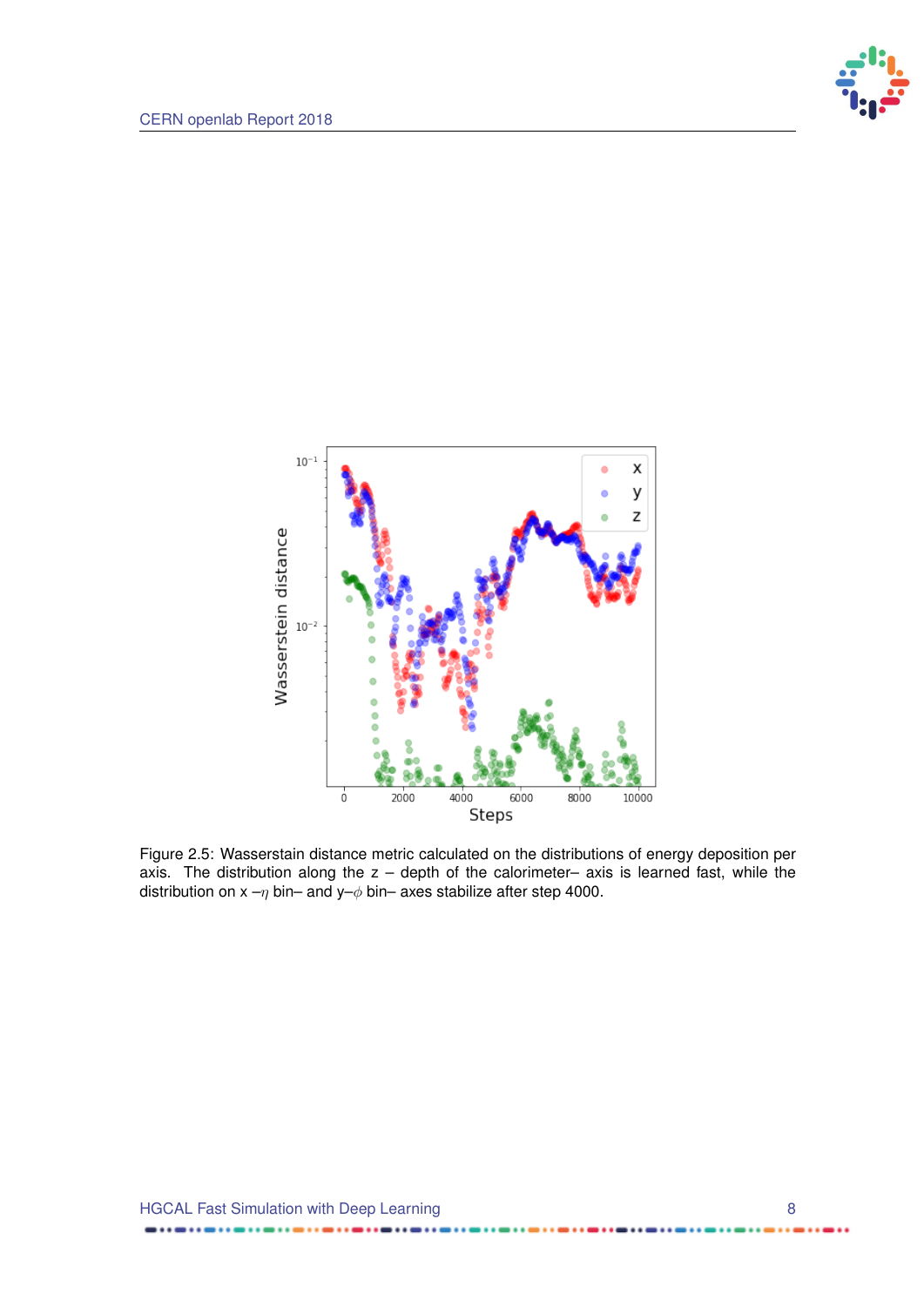Figure 2.5: Wasserstain distance metric calculated on the distributions of energy deposition per axis. The distribution along the z – depth of the calorimeter– axis is learned fast, while the distribution on x –$\eta$ bin– and y–$\phi$ bin– axes stabilize after step 4000.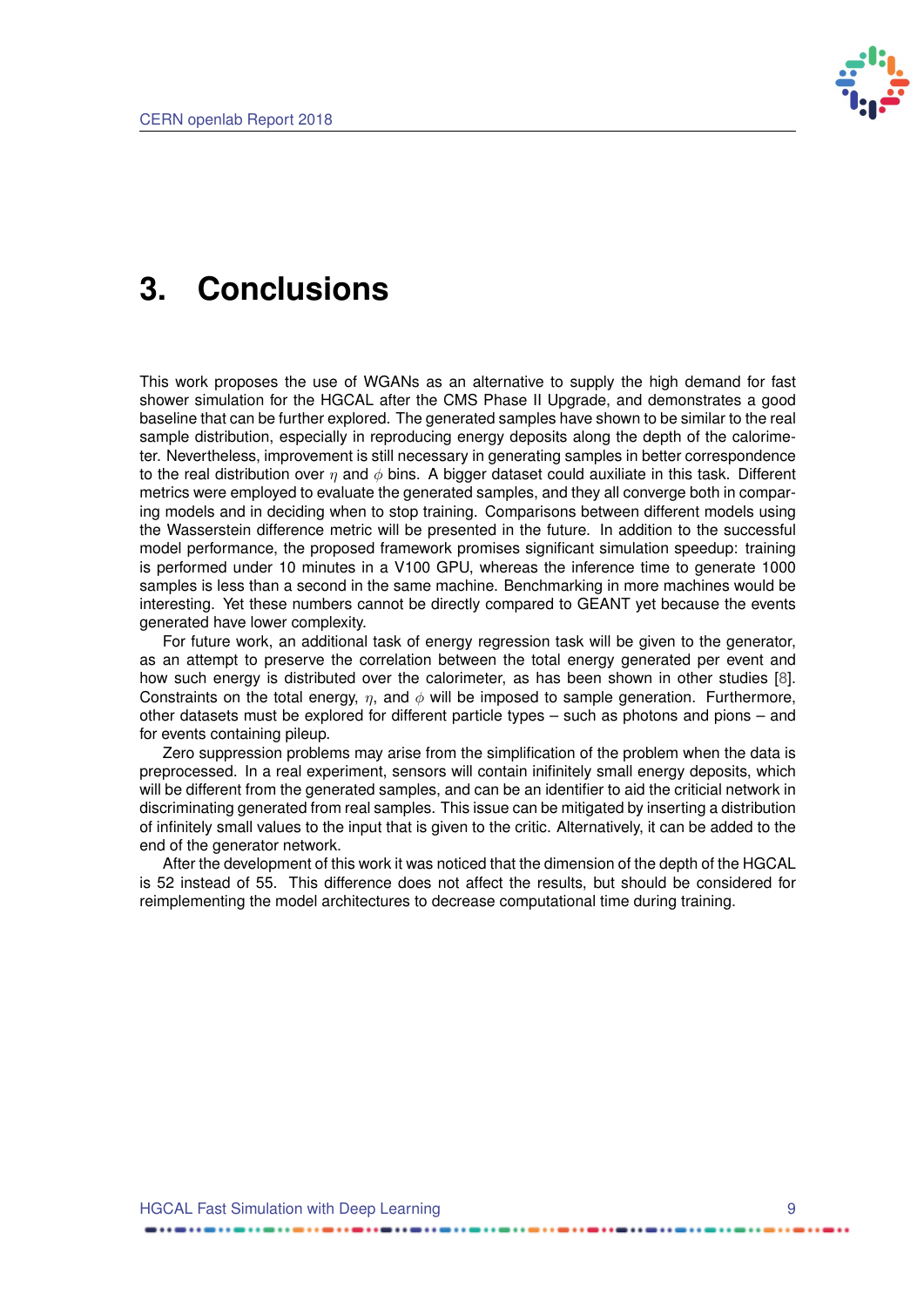# 3. Conclusions

This work proposes the use of WGANs as an alternative to supply the high demand for fast shower simulation for the HGCAL after the CMS Phase II Upgrade, and demonstrates a good baseline that can be further explored. The generated samples have shown to be similar to the real sample distribution, especially in reproducing energy deposits along the depth of the calorimeter. Nevertheless, improvement is still necessary in generating samples in better correspondence to the real distribution over $\eta$ and $\phi$ bins. A bigger dataset could auxiliate in this task. Different metrics were employed to evaluate the generated samples, and they all converge both in comparing models and in deciding when to stop training. Comparisons between different models using the Wasserstein difference metric will be presented in the future. In addition to the successful model performance, the proposed framework promises significant simulation speedup: training is performed under 10 minutes in a V100 GPU, whereas the inference time to generate 1000 samples is less than a second in the same machine. Benchmarking in more machines would be interesting. Yet these numbers cannot be directly compared to GEANT yet because the events generated have lower complexity.

For future work, an additional task of energy regression task will be given to the generator, as an attempt to preserve the correlation between the total energy generated per event and how such energy is distributed over the calorimeter, as has been shown in other studies [8]. Constraints on the total energy, $\eta$, and $\phi$ will be imposed to sample generation. Furthermore, other datasets must be explored for different particle types – such as photons and pions – and for events containing pileup.

Zero suppression problems may arise from the simplification of the problem when the data is preprocessed. In a real experiment, sensors will contain inifinitely small energy deposits, which will be different from the generated samples, and can be an identifier to aid the criticial network in discriminating generated from real samples. This issue can be mitigated by inserting a distribution of infinitely small values to the input that is given to the critic. Alternatively, it can be added to the end of the generator network.

After the development of this work it was noticed that the dimension of the depth of the HGCAL is 52 instead of 55. This difference does not affect the results, but should be considered for reimplementing the model architectures to decrease computational time during training.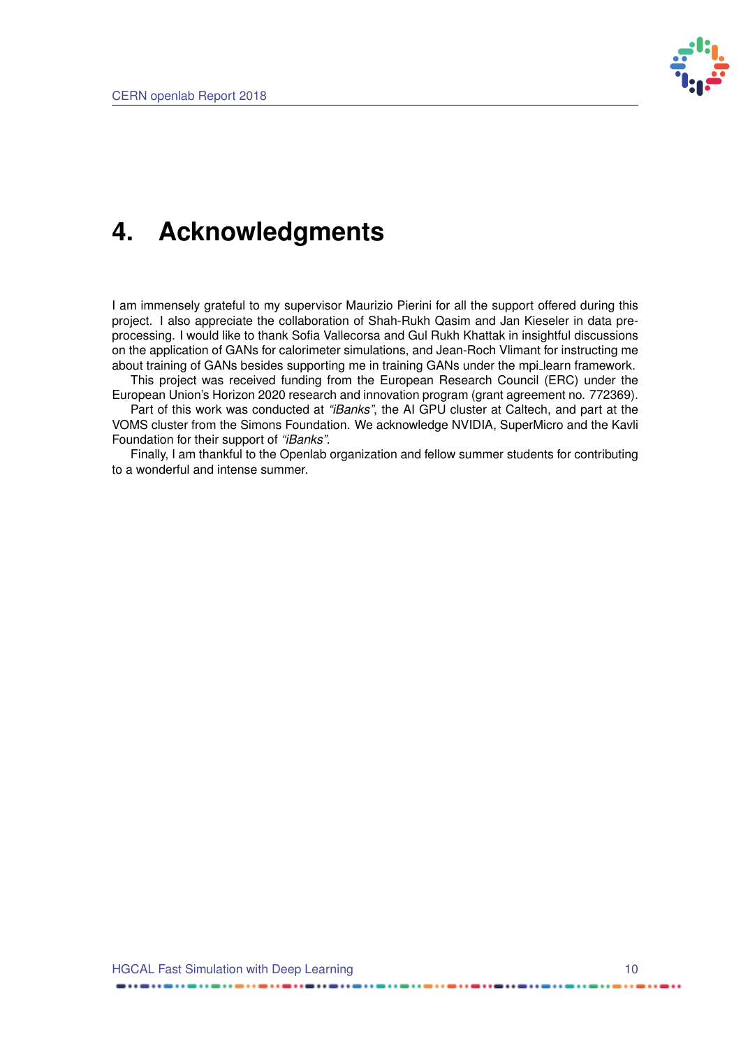# 4. Acknowledgments

I am immensely grateful to my supervisor Maurizio Pierini for all the support offered during this project. I also appreciate the collaboration of Shah-Rukh Qasim and Jan Kieseler in data pre-processing. I would like to thank Sofia Vallecorsa and Gul Rukh Khattak in insightful discussions on the application of GANs for calorimeter simulations, and Jean-Roch Vlimant for instructing me about training of GANs besides supporting me in training GANs under the mpi_learn framework.

This project was received funding from the European Research Council (ERC) under the European Union's Horizon 2020 research and innovation program (grant agreement no. 772369).

Part of this work was conducted at *"iBanks"*, the AI GPU cluster at Caltech, and part at the VOMS cluster from the Simons Foundation. We acknowledge NVIDIA, SuperMicro and the Kavli Foundation for their support of *"iBanks"*.

Finally, I am thankful to the Openlab organization and fellow summer students for contributing to a wonderful and intense summer.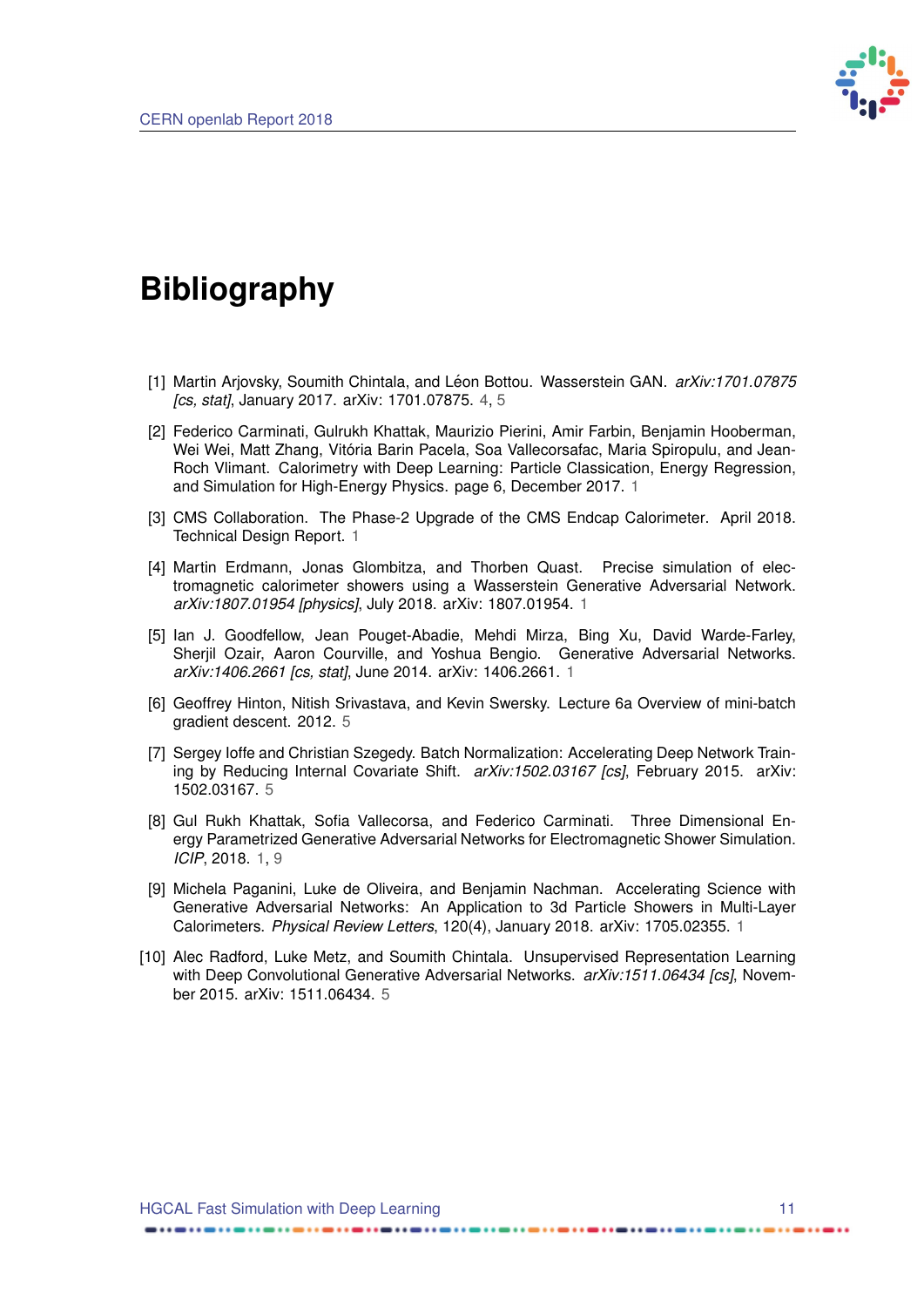# Bibliography

[1] Martin Arjovsky, Soumith Chintala, and Léon Bottou. Wasserstein GAN. *arXiv:1701.07875 [cs, stat]*, January 2017. arXiv: 1701.07875. 4, 5

[2] Federico Carminati, Gulrukh Khattak, Maurizio Pierini, Amir Farbin, Benjamin Hooberman, Wei Wei, Matt Zhang, Vitória Barin Pacela, Soa Vallecorsafac, Maria Spiropulu, and Jean-Roch Vlimant. Calorimetry with Deep Learning: Particle Classication, Energy Regression, and Simulation for High-Energy Physics. page 6, December 2017. 1

[3] CMS Collaboration. The Phase-2 Upgrade of the CMS Endcap Calorimeter. April 2018. Technical Design Report. 1

[4] Martin Erdmann, Jonas Glombitza, and Thorben Quast. Precise simulation of electromagnetic calorimeter showers using a Wasserstein Generative Adversarial Network. *arXiv:1807.01954 [physics]*, July 2018. arXiv: 1807.01954. 1

[5] Ian J. Goodfellow, Jean Pouget-Abadie, Mehdi Mirza, Bing Xu, David Warde-Farley, Sherjil Ozair, Aaron Courville, and Yoshua Bengio. Generative Adversarial Networks. *arXiv:1406.2661 [cs, stat]*, June 2014. arXiv: 1406.2661. 1

[6] Geoffrey Hinton, Nitish Srivastava, and Kevin Swersky. Lecture 6a Overview of mini-batch gradient descent. 2012. 5

[7] Sergey Ioffe and Christian Szegedy. Batch Normalization: Accelerating Deep Network Training by Reducing Internal Covariate Shift. *arXiv:1502.03167 [cs]*, February 2015. arXiv: 1502.03167. 5

[8] Gul Rukh Khattak, Sofia Vallecorsa, and Federico Carminati. Three Dimensional Energy Parametrized Generative Adversarial Networks for Electromagnetic Shower Simulation. *ICIP*, 2018. 1, 9

[9] Michela Paganini, Luke de Oliveira, and Benjamin Nachman. Accelerating Science with Generative Adversarial Networks: An Application to 3d Particle Showers in Multi-Layer Calorimeters. *Physical Review Letters*, 120(4), January 2018. arXiv: 1705.02355. 1

[10] Alec Radford, Luke Metz, and Soumith Chintala. Unsupervised Representation Learning with Deep Convolutional Generative Adversarial Networks. *arXiv:1511.06434 [cs]*, November 2015. arXiv: 1511.06434. 5